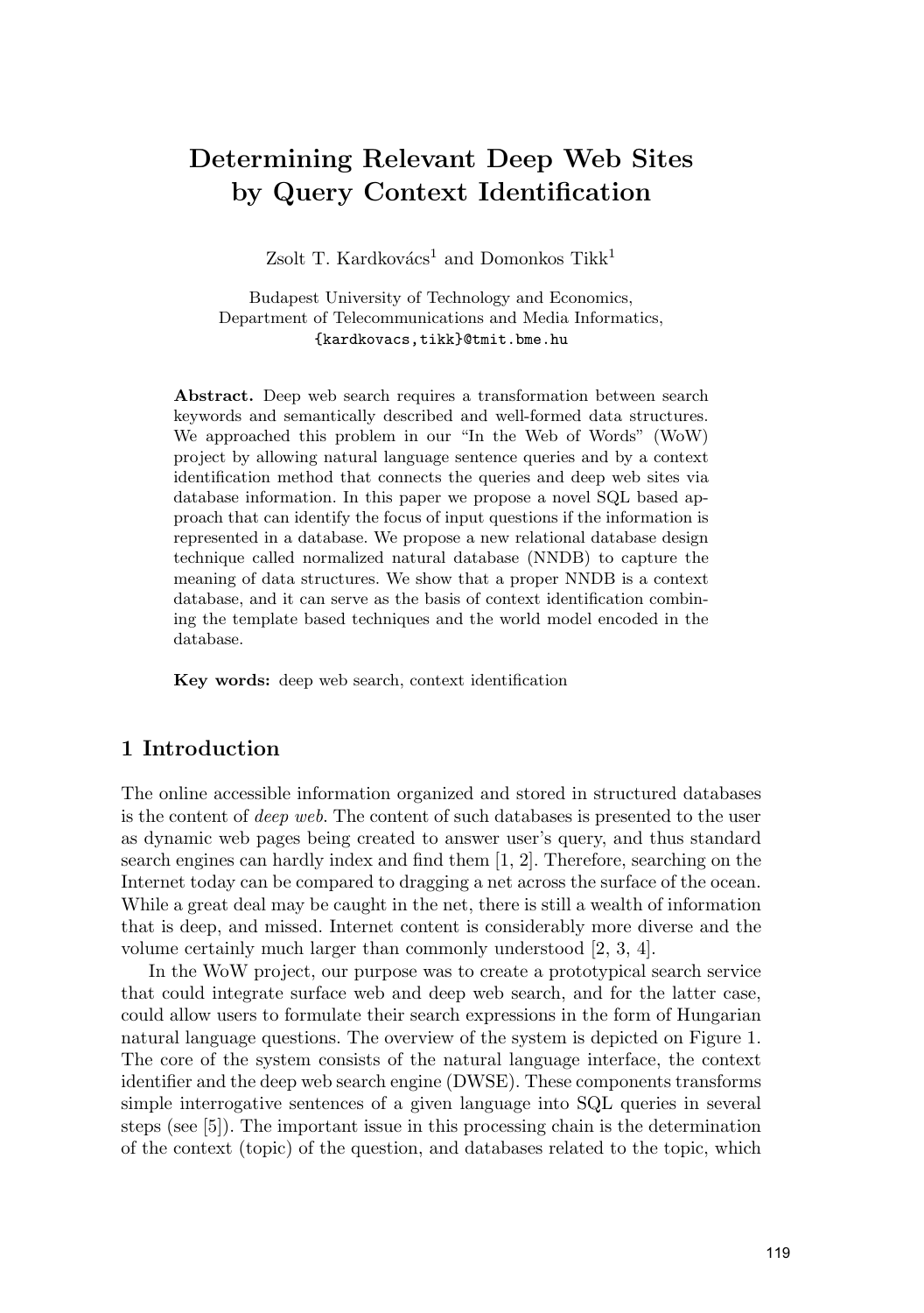# Determining Relevant Deep Web Sites by Query Context Identification

Zsolt T. Kardkovács[1] and Domonkos Tikk[1]

Budapest University of Technology and Economics,
Department of Telecommunications and Media Informatics,
{kardkovacs,tikk}@tmit.bme.hu

**Abstract.** Deep web search requires a transformation between search keywords and semantically described and well-formed data structures. We approached this problem in our "In the Web of Words" (WoW) project by allowing natural language sentence queries and by a context identification method that connects the queries and deep web sites via database information. In this paper we propose a novel SQL based approach that can identify the focus of input questions if the information is represented in a database. We propose a new relational database design technique called normalized natural database (NNDB) to capture the meaning of data structures. We show that a proper NNDB is a context database, and it can serve as the basis of context identification combining the template based techniques and the world model encoded in the database.

**Key words:** deep web search, context identification

## 1 Introduction

The online accessible information organized and stored in structured databases is the content of *deep web*. The content of such databases is presented to the user as dynamic web pages being created to answer user's query, and thus standard search engines can hardly index and find them [1, 2]. Therefore, searching on the Internet today can be compared to dragging a net across the surface of the ocean. While a great deal may be caught in the net, there is still a wealth of information that is deep, and missed. Internet content is considerably more diverse and the volume certainly much larger than commonly understood [2, 3, 4].

In the WoW project, our purpose was to create a prototypical search service that could integrate surface web and deep web search, and for the latter case, could allow users to formulate their search expressions in the form of Hungarian natural language questions. The overview of the system is depicted on Figure 1. The core of the system consists of the natural language interface, the context identifier and the deep web search engine (DWSE). These components transforms simple interrogative sentences of a given language into SQL queries in several steps (see [5]). The important issue in this processing chain is the determination of the context (topic) of the question, and databases related to the topic, which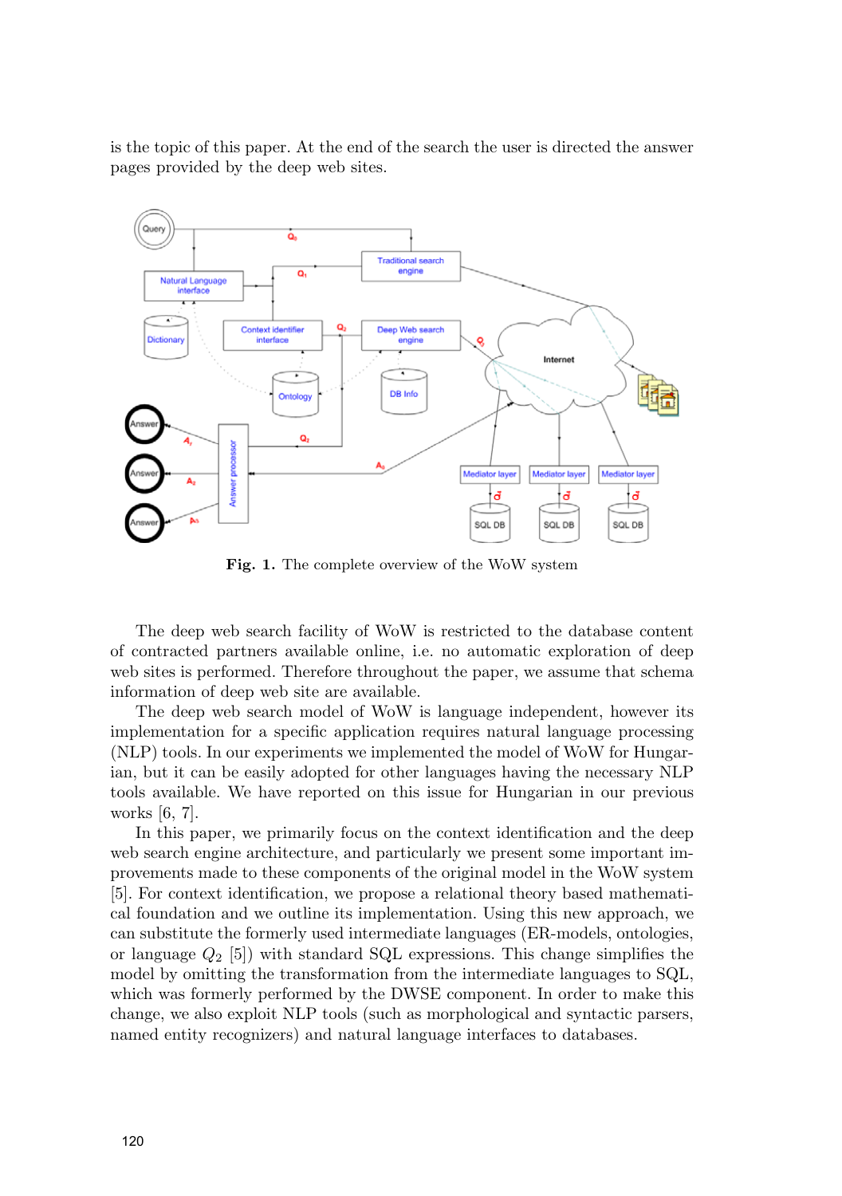is the topic of this paper. At the end of the search the user is directed the answer pages provided by the deep web sites.

**Fig. 1.** The complete overview of the WoW system

The deep web search facility of WoW is restricted to the database content of contracted partners available online, i.e. no automatic exploration of deep web sites is performed. Therefore throughout the paper, we assume that schema information of deep web site are available.

The deep web search model of WoW is language independent, however its implementation for a specific application requires natural language processing (NLP) tools. In our experiments we implemented the model of WoW for Hungarian, but it can be easily adopted for other languages having the necessary NLP tools available. We have reported on this issue for Hungarian in our previous works [6, 7].

In this paper, we primarily focus on the context identification and the deep web search engine architecture, and particularly we present some important improvements made to these components of the original model in the WoW system [5]. For context identification, we propose a relational theory based mathematical foundation and we outline its implementation. Using this new approach, we can substitute the formerly used intermediate languages (ER-models, ontologies, or language $Q_2$ [5]) with standard SQL expressions. This change simplifies the model by omitting the transformation from the intermediate languages to SQL, which was formerly performed by the DWSE component. In order to make this change, we also exploit NLP tools (such as morphological and syntactic parsers, named entity recognizers) and natural language interfaces to databases.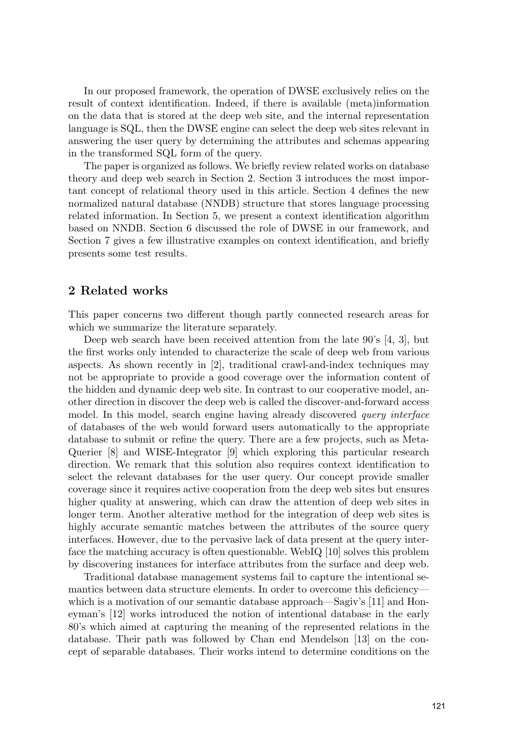In our proposed framework, the operation of DWSE exclusively relies on the result of context identification. Indeed, if there is available (meta)information on the data that is stored at the deep web site, and the internal representation language is SQL, then the DWSE engine can select the deep web sites relevant in answering the user query by determining the attributes and schemas appearing in the transformed SQL form of the query.

The paper is organized as follows. We briefly review related works on database theory and deep web search in Section 2. Section 3 introduces the most important concept of relational theory used in this article. Section 4 defines the new normalized natural database (NNDB) structure that stores language processing related information. In Section 5, we present a context identification algorithm based on NNDB. Section 6 discussed the role of DWSE in our framework, and Section 7 gives a few illustrative examples on context identification, and briefly presents some test results.

## 2 Related works

This paper concerns two different though partly connected research areas for which we summarize the literature separately.

Deep web search have been received attention from the late 90's [4, 3], but the first works only intended to characterize the scale of deep web from various aspects. As shown recently in [2], traditional crawl-and-index techniques may not be appropriate to provide a good coverage over the information content of the hidden and dynamic deep web site. In contrast to our cooperative model, another direction in discover the deep web is called the discover-and-forward access model. In this model, search engine having already discovered *query interface* of databases of the web would forward users automatically to the appropriate database to submit or refine the query. There are a few projects, such as MetaQuerier [8] and WISE-Integrator [9] which exploring this particular research direction. We remark that this solution also requires context identification to select the relevant databases for the user query. Our concept provide smaller coverage since it requires active cooperation from the deep web sites but ensures higher quality at answering, which can draw the attention of deep web sites in longer term. Another alterative method for the integration of deep web sites is highly accurate semantic matches between the attributes of the source query interfaces. However, due to the pervasive lack of data present at the query interface the matching accuracy is often questionable. WebIQ [10] solves this problem by discovering instances for interface attributes from the surface and deep web.

Traditional database management systems fail to capture the intentional semantics between data structure elements. In order to overcome this deficiency—which is a motivation of our semantic database approach—Sagiv's [11] and Honeyman's [12] works introduced the notion of intentional database in the early 80's which aimed at capturing the meaning of the represented relations in the database. Their path was followed by Chan end Mendelson [13] on the concept of separable databases. Their works intend to determine conditions on the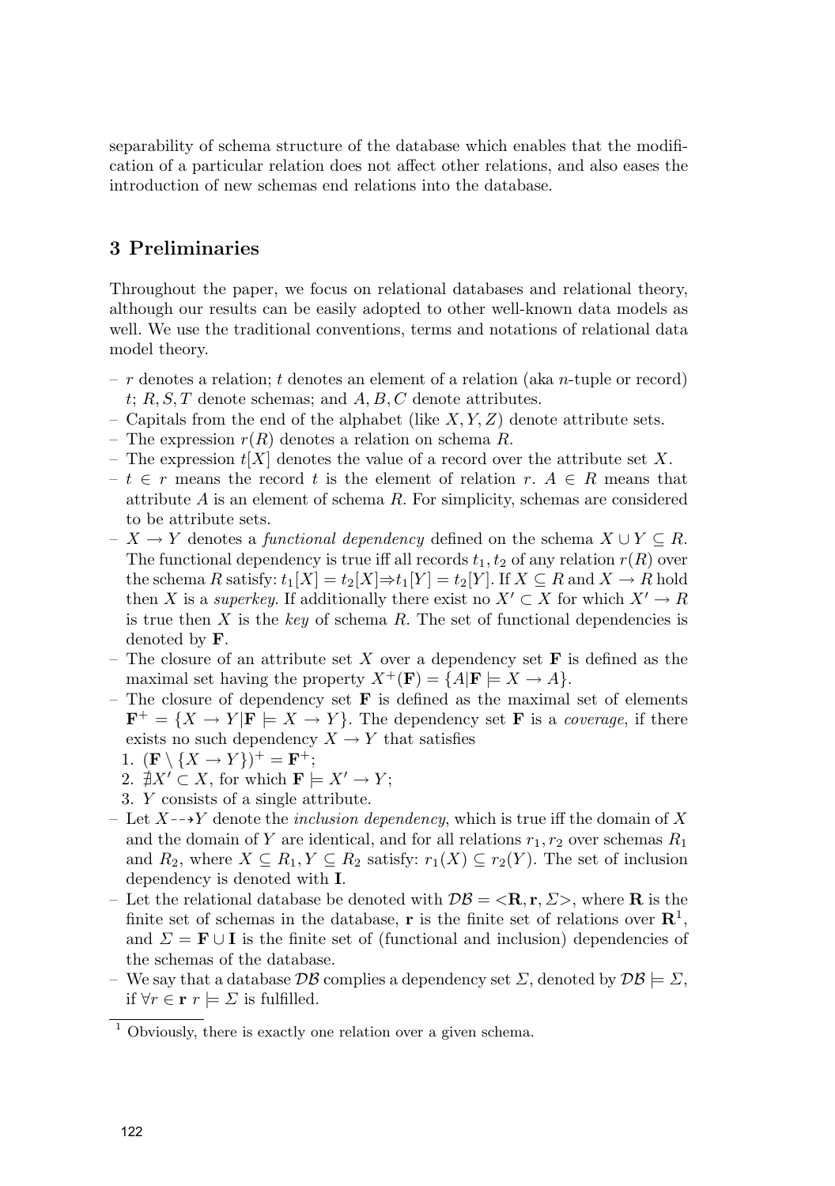separability of schema structure of the database which enables that the modification of a particular relation does not affect other relations, and also eases the introduction of new schemas end relations into the database.

## 3 Preliminaries

Throughout the paper, we focus on relational databases and relational theory, although our results can be easily adopted to other well-known data models as well. We use the traditional conventions, terms and notations of relational data model theory.

- $r$ denotes a relation; $t$ denotes an element of a relation (aka $n$-tuple or record) $t$; $R, S, T$ denote schemas; and $A, B, C$ denote attributes.
- Capitals from the end of the alphabet (like $X, Y, Z$) denote attribute sets.
- The expression $r(R)$ denotes a relation on schema $R$.
- The expression $t[X]$ denotes the value of a record over the attribute set $X$.
- $t \in r$ means the record $t$ is the element of relation $r$. $A \in R$ means that attribute $A$ is an element of schema $R$. For simplicity, schemas are considered to be attribute sets.
- $X \rightarrow Y$ denotes a *functional dependency* defined on the schema $X \cup Y \subseteq R$. The functional dependency is true iff all records $t_1, t_2$ of any relation $r(R)$ over the schema $R$ satisfy: $t_1[X] = t_2[X] \Rightarrow t_1[Y] = t_2[Y]$. If $X \subseteq R$ and $X \rightarrow R$ hold then $X$ is a *superkey*. If additionally there exist no $X' \subset X$ for which $X' \rightarrow R$ is true then $X$ is the *key* of schema $R$. The set of functional dependences is denoted by $\mathbf{F}$.
- The closure of an attribute set $X$ over a dependency set $\mathbf{F}$ is defined as the maximal set having the property $X^+(\mathbf{F}) = \{A | \mathbf{F} \models X \rightarrow A\}$.
- The closure of dependency set $\mathbf{F}$ is defined as the maximal set of elements $\mathbf{F}^+ = \{X \rightarrow Y | \mathbf{F} \models X \rightarrow Y\}$. The dependency set $\mathbf{F}$ is a *coverage*, if there exists no such dependency $X \rightarrow Y$ that satisfies
  1. $(\mathbf{F} \setminus \{X \rightarrow Y\})^+ = \mathbf{F}^+$;
  2. $\nexists X' \subset X$, for which $\mathbf{F} \models X' \rightarrow Y$;
  3. $Y$ consists of a single attribute.
- Let $X \dashrightarrow Y$ denote the *inclusion dependency*, which is true iff the domain of $X$ and the domain of $Y$ are identical, and for all relations $r_1, r_2$ over schemas $R_1$ and $R_2$, where $X \subseteq R_1, Y \subseteq R_2$ satisfy: $r_1(X) \subseteq r_2(Y)$. The set of inclusion dependency is denoted with $\mathbf{I}$.
- Let the relational database be denoted with $\mathcal{DB} = <\mathbf{R}, \mathbf{r}, \Sigma>$, where $\mathbf{R}$ is the finite set of schemas in the database, $\mathbf{r}$ is the finite set of relations over $\mathbf{R}$[1], and $\Sigma = \mathbf{F} \cup \mathbf{I}$ is the finite set of (functional and inclusion) dependencies of the schemas of the database.
- We say that a database $\mathcal{DB}$ complies a dependency set $\Sigma$, denoted by $\mathcal{DB} \models \Sigma$, if $\forall r \in \mathbf{r}\ r \models \Sigma$ is fulfilled.

[1] Obviously, there is exactly one relation over a given schema.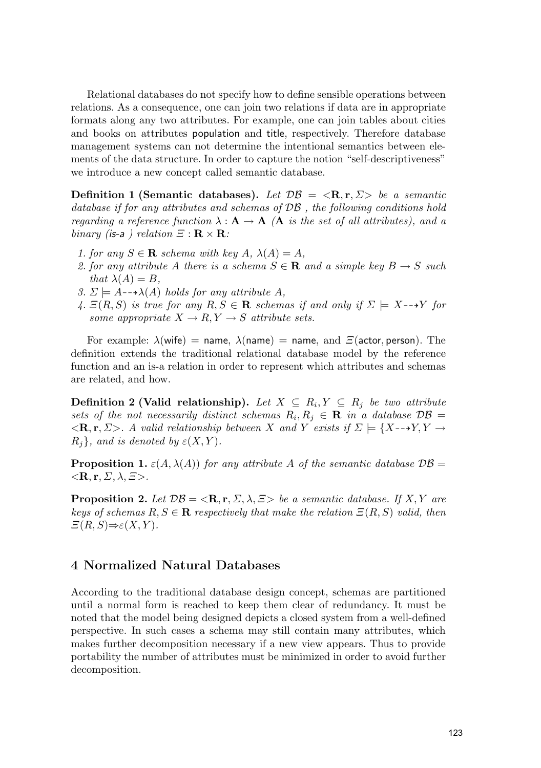Relational databases do not specify how to define sensible operations between relations. As a consequence, one can join two relations if data are in appropriate formats along any two attributes. For example, one can join tables about cities and books on attributes population and title, respectively. Therefore database management systems can not determine the intentional semantics between elements of the data structure. In order to capture the notion "self-descriptiveness" we introduce a new concept called semantic database.

**Definition 1 (Semantic databases).** *Let $\mathcal{DB} = <\mathbf{R}, \mathbf{r}, \Sigma>$ be a semantic database if for any attributes and schemas of $\mathcal{DB}$ , the following conditions hold regarding a reference function $\lambda : \mathbf{A} \rightarrow \mathbf{A}$ ($\mathbf{A}$ is the set of all attributes), and a binary (is-a ) relation $\Xi : \mathbf{R} \times \mathbf{R}$:*

1. *for any $S \in \mathbf{R}$ schema with key $A$, $\lambda(A) = A$,*
2. *for any attribute $A$ there is a schema $S \in \mathbf{R}$ and a simple key $B \rightarrow S$ such that $\lambda(A) = B$,*
3. *$\Sigma \models A \dashrightarrow \lambda(A)$ holds for any attribute $A$,*
4. *$\Xi(R, S)$ is true for any $R, S \in \mathbf{R}$ schemas if and only if $\Sigma \models X \dashrightarrow Y$ for some appropriate $X \rightarrow R, Y \rightarrow S$ attribute sets.*

For example: $\lambda(\text{wife}) = \text{name}$, $\lambda(\text{name}) = \text{name}$, and $\Xi(\text{actor}, \text{person})$. The definition extends the traditional relational database model by the reference function and an is-a relation in order to represent which attributes and schemas are related, and how.

**Definition 2 (Valid relationship).** *Let $X \subseteq R_i, Y \subseteq R_j$ be two attribute sets of the not necessarily distinct schemas $R_i, R_j \in \mathbf{R}$ in a database $\mathcal{DB} = <\mathbf{R}, \mathbf{r}, \Sigma>$. A valid relationship between $X$ and $Y$ exists if $\Sigma \models \{X \dashrightarrow Y, Y \rightarrow R_j\}$, and is denoted by $\varepsilon(X, Y)$.*

**Proposition 1.** *$\varepsilon(A, \lambda(A))$ for any attribute $A$ of the semantic database $\mathcal{DB} = <\mathbf{R}, \mathbf{r}, \Sigma, \lambda, \Xi>$.*

**Proposition 2.** *Let $\mathcal{DB} = <\mathbf{R}, \mathbf{r}, \Sigma, \lambda, \Xi>$ be a semantic database. If $X, Y$ are keys of schemas $R, S \in \mathbf{R}$ respectively that make the relation $\Xi(R, S)$ valid, then $\Xi(R, S) \Rightarrow \varepsilon(X, Y)$.*

## 4 Normalized Natural Databases

According to the traditional database design concept, schemas are partitioned until a normal form is reached to keep them clear of redundancy. It must be noted that the model being designed depicts a closed system from a well-defined perspective. In such cases a schema may still contain many attributes, which makes further decomposition necessary if a new view appears. Thus to provide portability the number of attributes must be minimized in order to avoid further decomposition.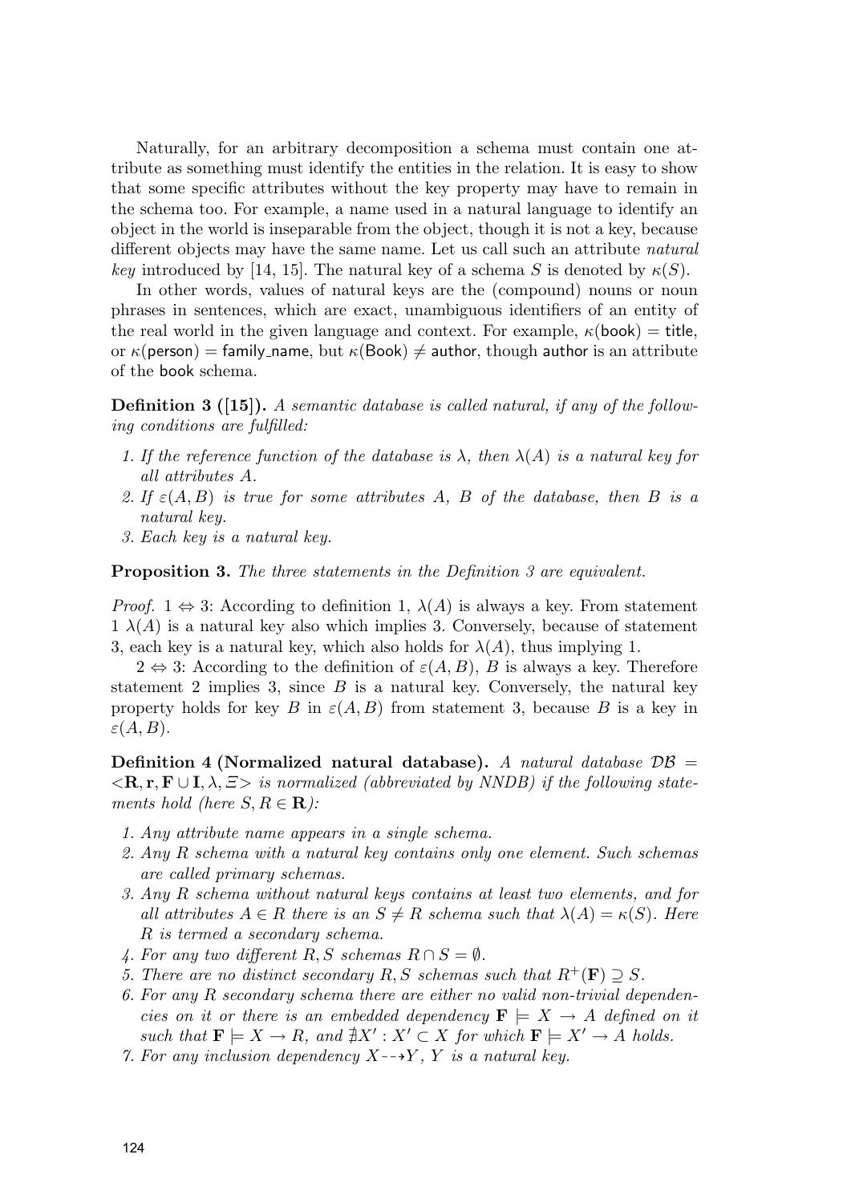Naturally, for an arbitrary decomposition a schema must contain one attribute as something must identify the entities in the relation. It is easy to show that some specific attributes without the key property may have to remain in the schema too. For example, a name used in a natural language to identify an object in the world is inseparable from the object, though it is not a key, because different objects may have the same name. Let us call such an attribute *natural key* introduced by [14, 15]. The natural key of a schema $S$ is denoted by $\kappa(S)$.

In other words, values of natural keys are the (compound) nouns or noun phrases in sentences, which are exact, unambiguous identifiers of an entity of the real world in the given language and context. For example, $\kappa(\mathsf{book}) = \mathsf{title}$, or $\kappa(\mathsf{person}) = \mathsf{family\_name}$, but $\kappa(\mathsf{Book}) \neq \mathsf{author}$, though author is an attribute of the book schema.

**Definition 3 ([15]).** *A semantic database is called natural, if any of the following conditions are fulfilled:*

1. *If the reference function of the database is $\lambda$, then $\lambda(A)$ is a natural key for all attributes $A$.*
2. *If $\varepsilon(A, B)$ is true for some attributes $A$, $B$ of the database, then $B$ is a natural key.*
3. *Each key is a natural key.*

**Proposition 3.** *The three statements in the Definition 3 are equivalent.*

*Proof.* $1 \Leftrightarrow 3$: According to definition 1, $\lambda(A)$ is always a key. From statement 1 $\lambda(A)$ is a natural key also which implies 3. Conversely, because of statement 3, each key is a natural key, which also holds for $\lambda(A)$, thus implying 1.

$2 \Leftrightarrow 3$: According to the definition of $\varepsilon(A, B)$, $B$ is always a key. Therefore statement 2 implies 3, since $B$ is a natural key. Conversely, the natural key property holds for key $B$ in $\varepsilon(A, B)$ from statement 3, because $B$ is a key in $\varepsilon(A, B)$.

**Definition 4 (Normalized natural database).** *A natural database $\mathcal{DB} = <\mathbf{R}, \mathbf{r}, \mathbf{F} \cup \mathbf{I}, \lambda, \Xi>$ is normalized (abbreviated by NNDB) if the following statements hold (here $S, R \in \mathbf{R}$):*

1. *Any attribute name appears in a single schema.*
2. *Any $R$ schema with a natural key contains only one element. Such schemas are called primary schemas.*
3. *Any $R$ schema without natural keys contains at least two elements, and for all attributes $A \in R$ there is an $S \neq R$ schema such that $\lambda(A) = \kappa(S)$. Here $R$ is termed a secondary schema.*
4. *For any two different $R, S$ schemas $R \cap S = \emptyset$.*
5. *There are no distinct secondary $R, S$ schemas such that $R^+(\mathbf{F}) \supseteq S$.*
6. *For any $R$ secondary schema there are either no valid non-trivial dependencies on it or there is an embedded dependency $\mathbf{F} \models X \to A$ defined on it such that $\mathbf{F} \models X \to R$, and $\nexists X' : X' \subset X$ for which $\mathbf{F} \models X' \to A$ holds.*
7. *For any inclusion dependency $X \dashrightarrow Y$, $Y$ is a natural key.*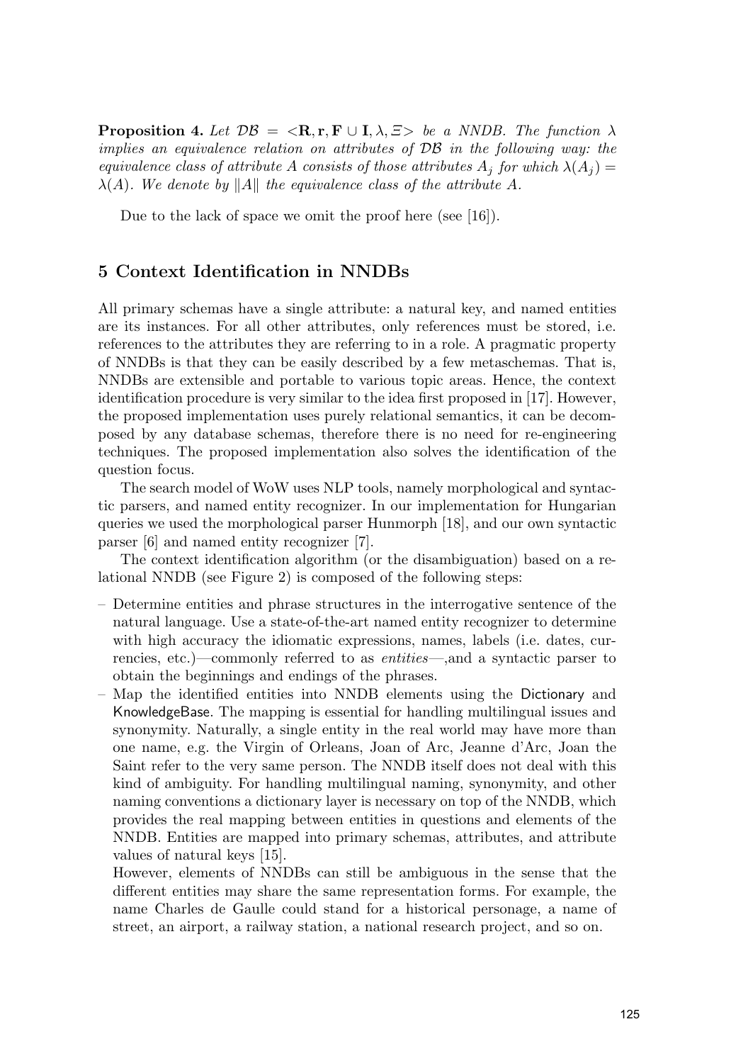**Proposition 4.** *Let $\mathcal{DB} = <\mathbf{R}, \mathbf{r}, \mathbf{F} \cup \mathbf{I}, \lambda, \Xi>$ be a NNDB. The function $\lambda$ implies an equivalence relation on attributes of $\mathcal{DB}$ in the following way: the equivalence class of attribute $A$ consists of those attributes $A_j$ for which $\lambda(A_j) = \lambda(A)$. We denote by $\|A\|$ the equivalence class of the attribute $A$.*

Due to the lack of space we omit the proof here (see [16]).

## 5 Context Identification in NNDBs

All primary schemas have a single attribute: a natural key, and named entities are its instances. For all other attributes, only references must be stored, i.e. references to the attributes they are referring to in a role. A pragmatic property of NNDBs is that they can be easily described by a few metaschemas. That is, NNDBs are extensible and portable to various topic areas. Hence, the context identification procedure is very similar to the idea first proposed in [17]. However, the proposed implementation uses purely relational semantics, it can be decomposed by any database schemas, therefore there is no need for re-engineering techniques. The proposed implementation also solves the identification of the question focus.

The search model of WoW uses NLP tools, namely morphological and syntactic parsers, and named entity recognizer. In our implementation for Hungarian queries we used the morphological parser Hunmorph [18], and our own syntactic parser [6] and named entity recognizer [7].

The context identification algorithm (or the disambiguation) based on a relational NNDB (see Figure 2) is composed of the following steps:

- Determine entities and phrase structures in the interrogative sentence of the natural language. Use a state-of-the-art named entity recognizer to determine with high accuracy the idiomatic expressions, names, labels (i.e. dates, currencies, etc.)—commonly referred to as *entities*—,and a syntactic parser to obtain the beginnings and endings of the phrases.
- Map the identified entities into NNDB elements using the Dictionary and KnowledgeBase. The mapping is essential for handling multilingual issues and synonymity. Naturally, a single entity in the real world may have more than one name, e.g. the Virgin of Orleans, Joan of Arc, Jeanne d'Arc, Joan the Saint refer to the very same person. The NNDB itself does not deal with this kind of ambiguity. For handling multilingual naming, synonymity, and other naming conventions a dictionary layer is necessary on top of the NNDB, which provides the real mapping between entities in questions and elements of the NNDB. Entities are mapped into primary schemas, attributes, and attribute values of natural keys [15].

  However, elements of NNDBs can still be ambiguous in the sense that the different entities may share the same representation forms. For example, the name Charles de Gaulle could stand for a historical personage, a name of street, an airport, a railway station, a national research project, and so on.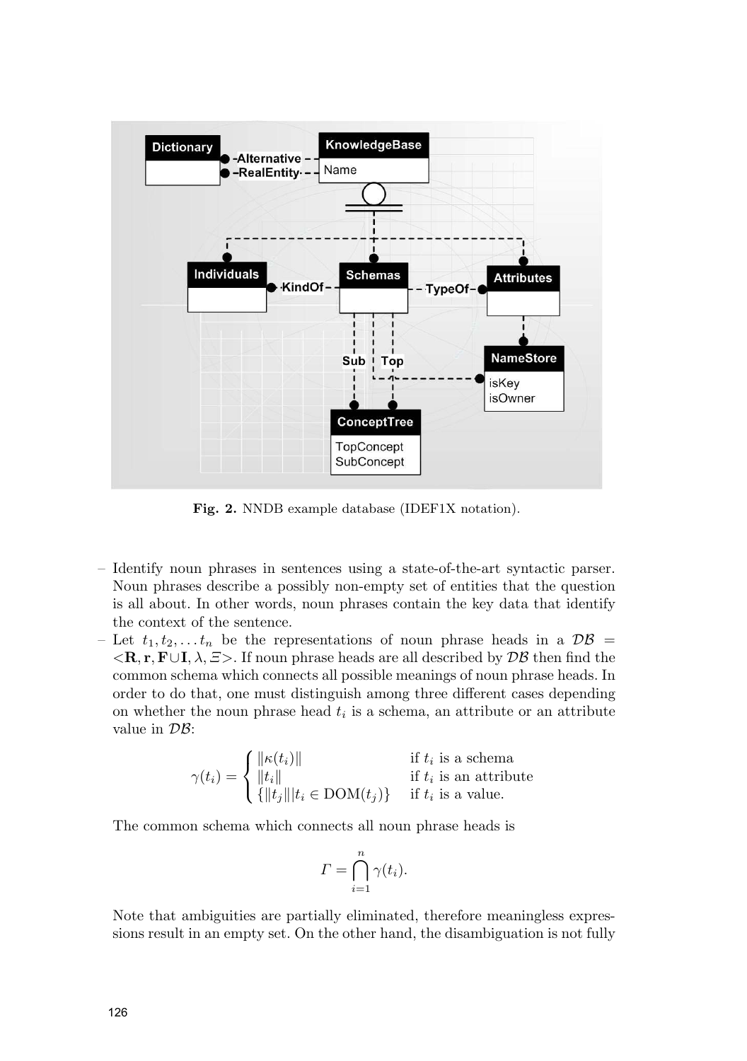**Fig. 2.** NNDB example database (IDEF1X notation).

- Identify noun phrases in sentences using a state-of-the-art syntactic parser. Noun phrases describe a possibly non-empty set of entities that the question is all about. In other words, noun phrases contain the key data that identify the context of the sentence.
- Let $t_1, t_2, \ldots t_n$ be the representations of noun phrase heads in a $\mathcal{DB} = <\mathbf{R}, \mathbf{r}, \mathbf{F} \cup \mathbf{I}, \lambda, \Xi>$. If noun phrase heads are all described by $\mathcal{DB}$ then find the common schema which connects all possible meanings of noun phrase heads. In order to do that, one must distinguish among three different cases depending on whether the noun phrase head $t_i$ is a schema, an attribute or an attribute value in $\mathcal{DB}$:

$$\gamma(t_i) = \begin{cases} \|\kappa(t_i)\| & \text{if } t_i \text{ is a schema} \\ \|t_i\| & \text{if } t_i \text{ is an attribute} \\ \{\|t_j\| | t_i \in \mathrm{DOM}(t_j)\} & \text{if } t_i \text{ is a value.} \end{cases}$$

The common schema which connects all noun phrase heads is

$$\Gamma = \bigcap_{i=1}^{n} \gamma(t_i).$$

Note that ambiguities are partially eliminated, therefore meaningless expressions result in an empty set. On the other hand, the disambiguation is not fully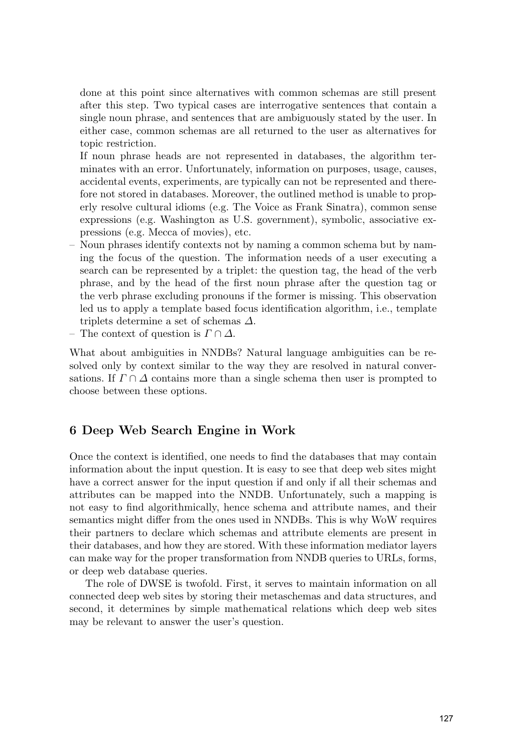done at this point since alternatives with common schemas are still present after this step. Two typical cases are interrogative sentences that contain a single noun phrase, and sentences that are ambiguously stated by the user. In either case, common schemas are all returned to the user as alternatives for topic restriction.

If noun phrase heads are not represented in databases, the algorithm terminates with an error. Unfortunately, information on purposes, usage, causes, accidental events, experiments, are typically can not be represented and therefore not stored in databases. Moreover, the outlined method is unable to properly resolve cultural idioms (e.g. The Voice as Frank Sinatra), common sense expressions (e.g. Washington as U.S. government), symbolic, associative expressions (e.g. Mecca of movies), etc.

- Noun phrases identify contexts not by naming a common schema but by naming the focus of the question. The information needs of a user executing a search can be represented by a triplet: the question tag, the head of the verb phrase, and by the head of the first noun phrase after the question tag or the verb phrase excluding pronouns if the former is missing. This observation led us to apply a template based focus identification algorithm, i.e., template triplets determine a set of schemas $\Delta$.
- The context of question is $\Gamma \cap \Delta$.

What about ambiguities in NNDBs? Natural language ambiguities can be resolved only by context similar to the way they are resolved in natural conversations. If $\Gamma \cap \Delta$ contains more than a single schema then user is prompted to choose between these options.

## 6 Deep Web Search Engine in Work

Once the context is identified, one needs to find the databases that may contain information about the input question. It is easy to see that deep web sites might have a correct answer for the input question if and only if all their schemas and attributes can be mapped into the NNDB. Unfortunately, such a mapping is not easy to find algorithmically, hence schema and attribute names, and their semantics might differ from the ones used in NNDBs. This is why WoW requires their partners to declare which schemas and attribute elements are present in their databases, and how they are stored. With these information mediator layers can make way for the proper transformation from NNDB queries to URLs, forms, or deep web database queries.

The role of DWSE is twofold. First, it serves to maintain information on all connected deep web sites by storing their metaschemas and data structures, and second, it determines by simple mathematical relations which deep web sites may be relevant to answer the user's question.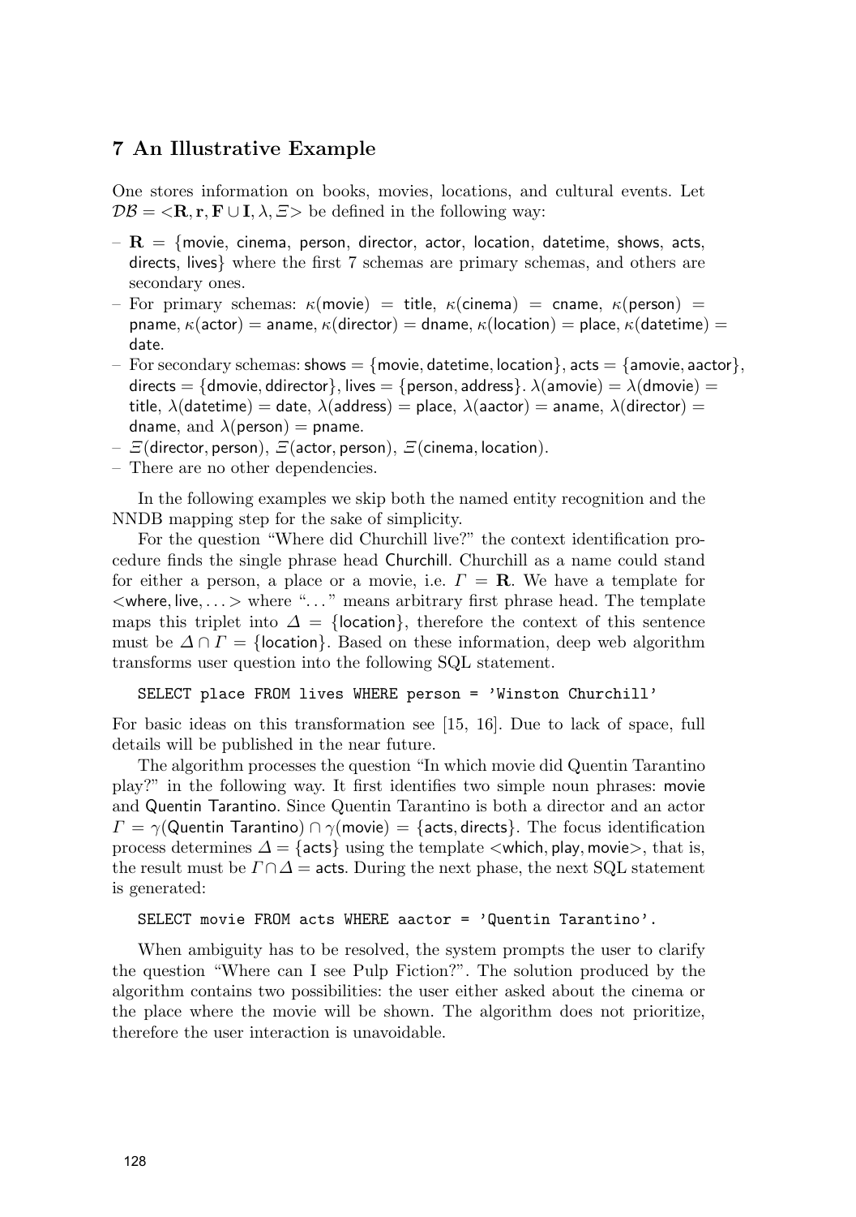## 7 An Illustrative Example

One stores information on books, movies, locations, and cultural events. Let $\mathcal{DB} = <\mathbf{R}, \mathbf{r}, \mathbf{F} \cup \mathbf{I}, \lambda, \Xi>$ be defined in the following way:

- $\mathbf{R}$ = {movie, cinema, person, director, actor, location, datetime, shows, acts, directs, lives} where the first 7 schemas are primary schemas, and others are secondary ones.
- For primary schemas: $\kappa$(movie) = title, $\kappa$(cinema) = cname, $\kappa$(person) = pname, $\kappa$(actor) = aname, $\kappa$(director) = dname, $\kappa$(location) = place, $\kappa$(datetime) = date.
- For secondary schemas: shows = {movie, datetime, location}, acts = {amovie, aactor}, directs = {dmovie, ddirector}, lives = {person, address}. $\lambda$(amovie) = $\lambda$(dmovie) = title, $\lambda$(datetime) = date, $\lambda$(address) = place, $\lambda$(aactor) = aname, $\lambda$(director) = dname, and $\lambda$(person) = pname.
- $\Xi$(director, person), $\Xi$(actor, person), $\Xi$(cinema, location).
- There are no other dependencies.

In the following examples we skip both the named entity recognition and the NNDB mapping step for the sake of simplicity.

For the question "Where did Churchill live?" the context identification procedure finds the single phrase head Churchill. Churchill as a name could stand for either a person, a place or a movie, i.e. $\Gamma = \mathbf{R}$. We have a template for <where, live, . . .> where ". . . " means arbitrary first phrase head. The template maps this triplet into $\Delta$ = {location}, therefore the context of this sentence must be $\Delta \cap \Gamma$ = {location}. Based on these information, deep web algorithm transforms user question into the following SQL statement.

```
SELECT place FROM lives WHERE person = 'Winston Churchill'
```

For basic ideas on this transformation see [15, 16]. Due to lack of space, full details will be published in the near future.

The algorithm processes the question "In which movie did Quentin Tarantino play?" in the following way. It first identifies two simple noun phrases: movie and Quentin Tarantino. Since Quentin Tarantino is both a director and an actor $\Gamma = \gamma$(Quentin Tarantino) $\cap$ $\gamma$(movie) = {acts, directs}. The focus identification process determines $\Delta$ = {acts} using the template <which, play, movie>, that is, the result must be $\Gamma \cap \Delta$ = acts. During the next phase, the next SQL statement is generated:

```
SELECT movie FROM acts WHERE aactor = 'Quentin Tarantino'.
```

When ambiguity has to be resolved, the system prompts the user to clarify the question "Where can I see Pulp Fiction?". The solution produced by the algorithm contains two possibilities: the user either asked about the cinema or the place where the movie will be shown. The algorithm does not prioritize, therefore the user interaction is unavoidable.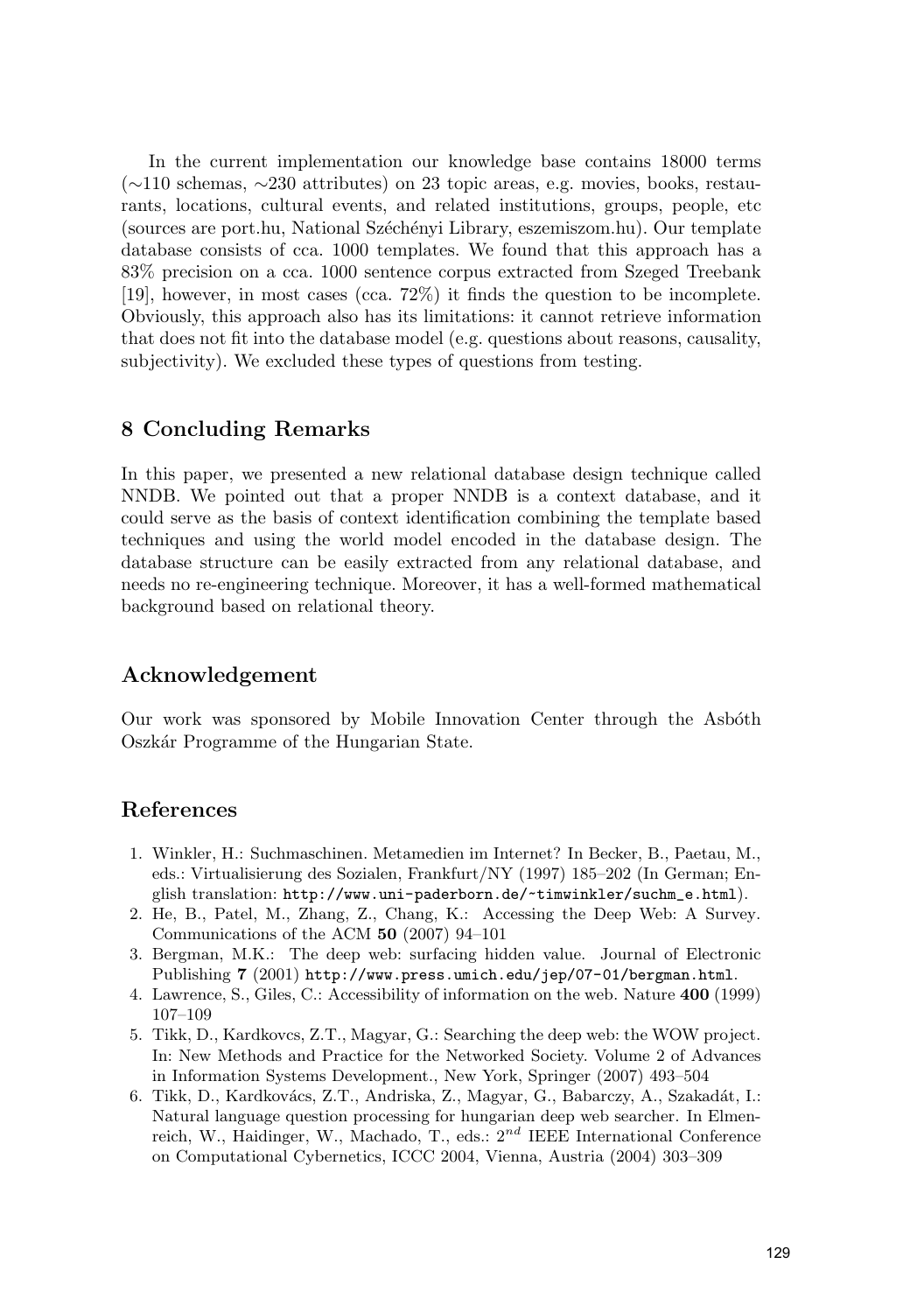In the current implementation our knowledge base contains 18000 terms (∼110 schemas, ∼230 attributes) on 23 topic areas, e.g. movies, books, restaurants, locations, cultural events, and related institutions, groups, people, etc (sources are port.hu, National Széchényi Library, eszemiszom.hu). Our template database consists of cca. 1000 templates. We found that this approach has a 83% precision on a cca. 1000 sentence corpus extracted from Szeged Treebank [19], however, in most cases (cca. 72%) it finds the question to be incomplete. Obviously, this approach also has its limitations: it cannot retrieve information that does not fit into the database model (e.g. questions about reasons, causality, subjectivity). We excluded these types of questions from testing.

## 8 Concluding Remarks

In this paper, we presented a new relational database design technique called NNDB. We pointed out that a proper NNDB is a context database, and it could serve as the basis of context identification combining the template based techniques and using the world model encoded in the database design. The database structure can be easily extracted from any relational database, and needs no re-engineering technique. Moreover, it has a well-formed mathematical background based on relational theory.

## Acknowledgement

Our work was sponsored by Mobile Innovation Center through the Asbóth Oszkár Programme of the Hungarian State.

## References

1. Winkler, H.: Suchmaschinen. Metamedien im Internet? In Becker, B., Paetau, M., eds.: Virtualisierung des Sozialen, Frankfurt/NY (1997) 185–202 (In German; English translation: http://www.uni-paderborn.de/~timwinkler/suchm_e.html).
2. He, B., Patel, M., Zhang, Z., Chang, K.: Accessing the Deep Web: A Survey. Communications of the ACM **50** (2007) 94–101
3. Bergman, M.K.: The deep web: surfacing hidden value. Journal of Electronic Publishing **7** (2001) http://www.press.umich.edu/jep/07-01/bergman.html.
4. Lawrence, S., Giles, C.: Accessibility of information on the web. Nature **400** (1999) 107–109
5. Tikk, D., Kardkovcs, Z.T., Magyar, G.: Searching the deep web: the WOW project. In: New Methods and Practice for the Networked Society. Volume 2 of Advances in Information Systems Development., New York, Springer (2007) 493–504
6. Tikk, D., Kardkovács, Z.T., Andriska, Z., Magyar, G., Babarczy, A., Szakadát, I.: Natural language question processing for hungarian deep web searcher. In Elmenreich, W., Haidinger, W., Machado, T., eds.: $2^{nd}$ IEEE International Conference on Computational Cybernetics, ICCC 2004, Vienna, Austria (2004) 303–309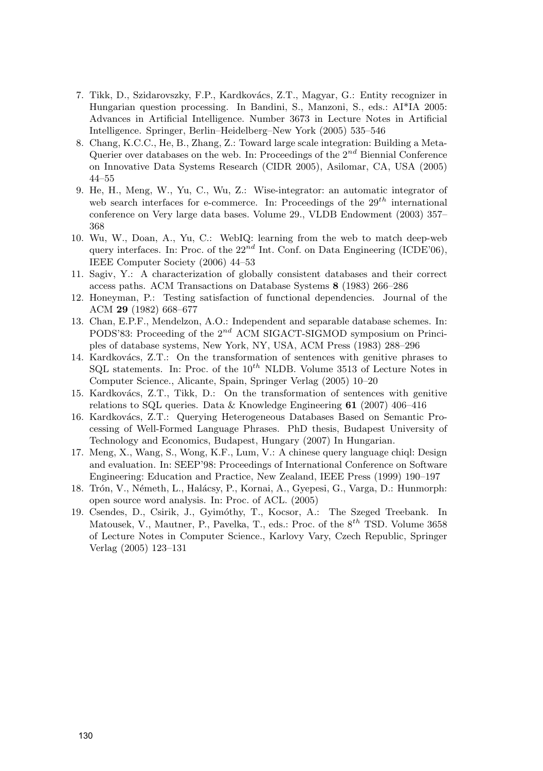7. Tikk, D., Szidarovszky, F.P., Kardkovács, Z.T., Magyar, G.: Entity recognizer in Hungarian question processing. In Bandini, S., Manzoni, S., eds.: AI*IA 2005: Advances in Artificial Intelligence. Number 3673 in Lecture Notes in Artificial Intelligence. Springer, Berlin–Heidelberg–New York (2005) 535–546
8. Chang, K.C.C., He, B., Zhang, Z.: Toward large scale integration: Building a MetaQuerier over databases on the web. In: Proceedings of the $2^{nd}$ Biennial Conference on Innovative Data Systems Research (CIDR 2005), Asilomar, CA, USA (2005) 44–55
9. He, H., Meng, W., Yu, C., Wu, Z.: Wise-integrator: an automatic integrator of web search interfaces for e-commerce. In: Proceedings of the $29^{th}$ international conference on Very large data bases. Volume 29., VLDB Endowment (2003) 357–368
10. Wu, W., Doan, A., Yu, C.: WebIQ: learning from the web to match deep-web query interfaces. In: Proc. of the $22^{nd}$ Int. Conf. on Data Engineering (ICDE'06), IEEE Computer Society (2006) 44–53
11. Sagiv, Y.: A characterization of globally consistent databases and their correct access paths. ACM Transactions on Database Systems **8** (1983) 266–286
12. Honeyman, P.: Testing satisfaction of functional dependencies. Journal of the ACM **29** (1982) 668–677
13. Chan, E.P.F., Mendelzon, A.O.: Independent and separable database schemes. In: PODS'83: Proceeding of the $2^{nd}$ ACM SIGACT-SIGMOD symposium on Principles of database systems, New York, NY, USA, ACM Press (1983) 288–296
14. Kardkovács, Z.T.: On the transformation of sentences with genitive phrases to SQL statements. In: Proc. of the $10^{th}$ NLDB. Volume 3513 of Lecture Notes in Computer Science., Alicante, Spain, Springer Verlag (2005) 10–20
15. Kardkovács, Z.T., Tikk, D.: On the transformation of sentences with genitive relations to SQL queries. Data & Knowledge Engineering **61** (2007) 406–416
16. Kardkovács, Z.T.: Querying Heterogeneous Databases Based on Semantic Processing of Well-Formed Language Phrases. PhD thesis, Budapest University of Technology and Economics, Budapest, Hungary (2007) In Hungarian.
17. Meng, X., Wang, S., Wong, K.F., Lum, V.: A chinese query language chiql: Design and evaluation. In: SEEP'98: Proceedings of International Conference on Software Engineering: Education and Practice, New Zealand, IEEE Press (1999) 190–197
18. Trón, V., Németh, L., Halácsy, P., Kornai, A., Gyepesi, G., Varga, D.: Hunmorph: open source word analysis. In: Proc. of ACL. (2005)
19. Csendes, D., Csirik, J., Gyimóthy, T., Kocsor, A.: The Szeged Treebank. In Matousek, V., Mautner, P., Pavelka, T., eds.: Proc. of the $8^{th}$ TSD. Volume 3658 of Lecture Notes in Computer Science., Karlovy Vary, Czech Republic, Springer Verlag (2005) 123–131